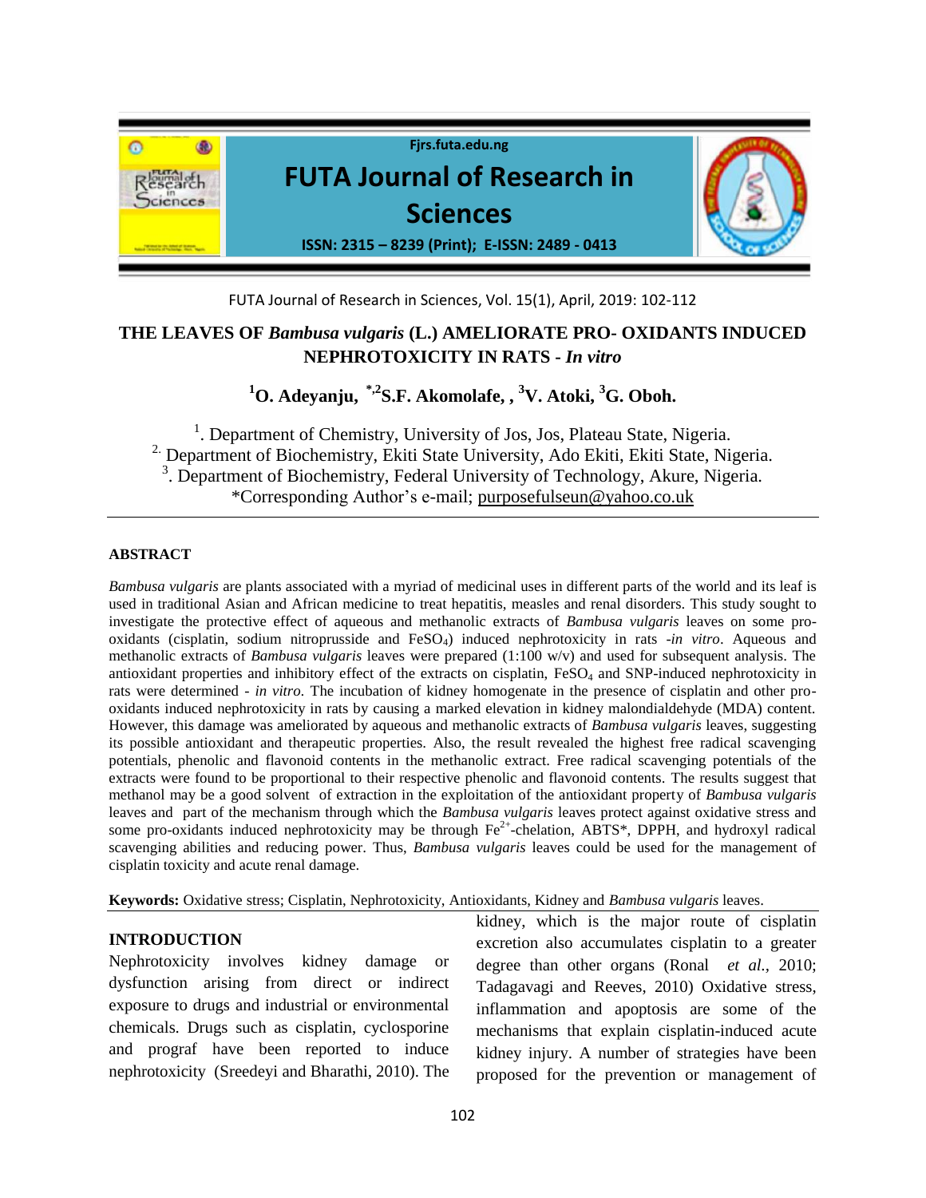# THE LEAVES OF *Bambusa vulgaris* (L.) AMELIORATE PRO- OXIDANTS INDUCED NEPHROTOXICITY IN RATS - *In vitro*

**[1]O. Adeyanju, [*,2]S.F. Akomolafe, , [3]V. Atoki, [3]G. Oboh.**

[1]. Department of Chemistry, University of Jos, Jos, Plateau State, Nigeria.
[2]. Department of Biochemistry, Ekiti State University, Ado Ekiti, Ekiti State, Nigeria.
[3]. Department of Biochemistry, Federal University of Technology, Akure, Nigeria.
*Corresponding Author's e-mail; purposefulseun@yahoo.co.uk

## ABSTRACT

*Bambusa vulgaris* are plants associated with a myriad of medicinal uses in different parts of the world and its leaf is used in traditional Asian and African medicine to treat hepatitis, measles and renal disorders. This study sought to investigate the protective effect of aqueous and methanolic extracts of *Bambusa vulgaris* leaves on some pro-oxidants (cisplatin, sodium nitroprusside and $FeSO_4$) induced nephrotoxicity in rats -*in vitro*. Aqueous and methanolic extracts of *Bambusa vulgaris* leaves were prepared (1:100 w/v) and used for subsequent analysis. The antioxidant properties and inhibitory effect of the extracts on cisplatin, $FeSO_4$ and SNP-induced nephrotoxicity in rats were determined - *in vitro*. The incubation of kidney homogenate in the presence of cisplatin and other pro-oxidants induced nephrotoxicity in rats by causing a marked elevation in kidney malondialdehyde (MDA) content. However, this damage was ameliorated by aqueous and methanolic extracts of *Bambusa vulgaris* leaves, suggesting its possible antioxidant and therapeutic properties. Also, the result revealed the highest free radical scavenging potentials, phenolic and flavonoid contents in the methanolic extract. Free radical scavenging potentials of the extracts were found to be proportional to their respective phenolic and flavonoid contents. The results suggest that methanol may be a good solvent of extraction in the exploitation of the antioxidant property of *Bambusa vulgaris* leaves and part of the mechanism through which the *Bambusa vulgaris* leaves protect against oxidative stress and some pro-oxidants induced nephrotoxicity may be through $Fe^{2+}$-chelation, ABTS*, DPPH, and hydroxyl radical scavenging abilities and reducing power. Thus, *Bambusa vulgaris* leaves could be used for the management of cisplatin toxicity and acute renal damage.

**Keywords:** Oxidative stress; Cisplatin, Nephrotoxicity, Antioxidants, Kidney and *Bambusa vulgaris* leaves.

## INTRODUCTION

Nephrotoxicity involves kidney damage or dysfunction arising from direct or indirect exposure to drugs and industrial or environmental chemicals. Drugs such as cisplatin, cyclosporine and prograf have been reported to induce nephrotoxicity (Sreedeyi and Bharathi, 2010). The kidney, which is the major route of cisplatin excretion also accumulates cisplatin to a greater degree than other organs (Ronal *et al.*, 2010; Tadagavagi and Reeves, 2010) Oxidative stress, inflammation and apoptosis are some of the mechanisms that explain cisplatin-induced acute kidney injury. A number of strategies have been proposed for the prevention or management of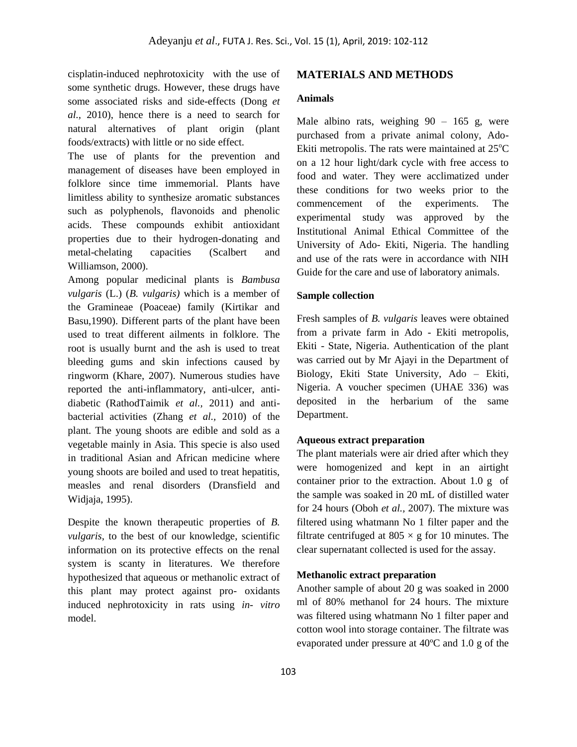cisplatin-induced nephrotoxicity with the use of some synthetic drugs. However, these drugs have some associated risks and side-effects (Dong *et al.,* 2010), hence there is a need to search for natural alternatives of plant origin (plant foods/extracts) with little or no side effect.

The use of plants for the prevention and management of diseases have been employed in folklore since time immemorial. Plants have limitless ability to synthesize aromatic substances such as polyphenols, flavonoids and phenolic acids. These compounds exhibit antioxidant properties due to their hydrogen-donating and metal-chelating capacities (Scalbert and Williamson, 2000).

Among popular medicinal plants is *Bambusa vulgaris* (L.) (*B. vulgaris)* which is a member of the Gramineae (Poaceae) family (Kirtikar and Basu,1990). Different parts of the plant have been used to treat different ailments in folklore. The root is usually burnt and the ash is used to treat bleeding gums and skin infections caused by ringworm (Khare, 2007). Numerous studies have reported the anti-inflammatory, anti-ulcer, anti-diabetic (RathodTaimik *et al.,* 2011) and anti-bacterial activities (Zhang *et al.,* 2010) of the plant. The young shoots are edible and sold as a vegetable mainly in Asia. This specie is also used in traditional Asian and African medicine where young shoots are boiled and used to treat hepatitis, measles and renal disorders (Dransfield and Widjaja, 1995).

Despite the known therapeutic properties of *B. vulgaris*, to the best of our knowledge, scientific information on its protective effects on the renal system is scanty in literatures. We therefore hypothesized that aqueous or methanolic extract of this plant may protect against pro- oxidants induced nephrotoxicity in rats using *in- vitro* model.

## MATERIALS AND METHODS

### Animals

Male albino rats, weighing 90 – 165 g, were purchased from a private animal colony, Ado-Ekiti metropolis. The rats were maintained at 25$^{o}$C on a 12 hour light/dark cycle with free access to food and water. They were acclimatized under these conditions for two weeks prior to the commencement of the experiments. The experimental study was approved by the Institutional Animal Ethical Committee of the University of Ado- Ekiti, Nigeria. The handling and use of the rats were in accordance with NIH Guide for the care and use of laboratory animals.

### Sample collection

Fresh samples of *B. vulgaris* leaves were obtained from a private farm in Ado - Ekiti metropolis, Ekiti - State, Nigeria. Authentication of the plant was carried out by Mr Ajayi in the Department of Biology, Ekiti State University, Ado – Ekiti, Nigeria. A voucher specimen (UHAE 336) was deposited in the herbarium of the same Department.

### Aqueous extract preparation

The plant materials were air dried after which they were homogenized and kept in an airtight container prior to the extraction. About 1.0 g of the sample was soaked in 20 mL of distilled water for 24 hours (Oboh *et al.,* 2007). The mixture was filtered using whatmann No 1 filter paper and the filtrate centrifuged at $805 \times g$ for 10 minutes. The clear supernatant collected is used for the assay.

### Methanolic extract preparation

Another sample of about 20 g was soaked in 2000 ml of 80% methanol for 24 hours. The mixture was filtered using whatmann No 1 filter paper and cotton wool into storage container. The filtrate was evaporated under pressure at 40ºC and 1.0 g of the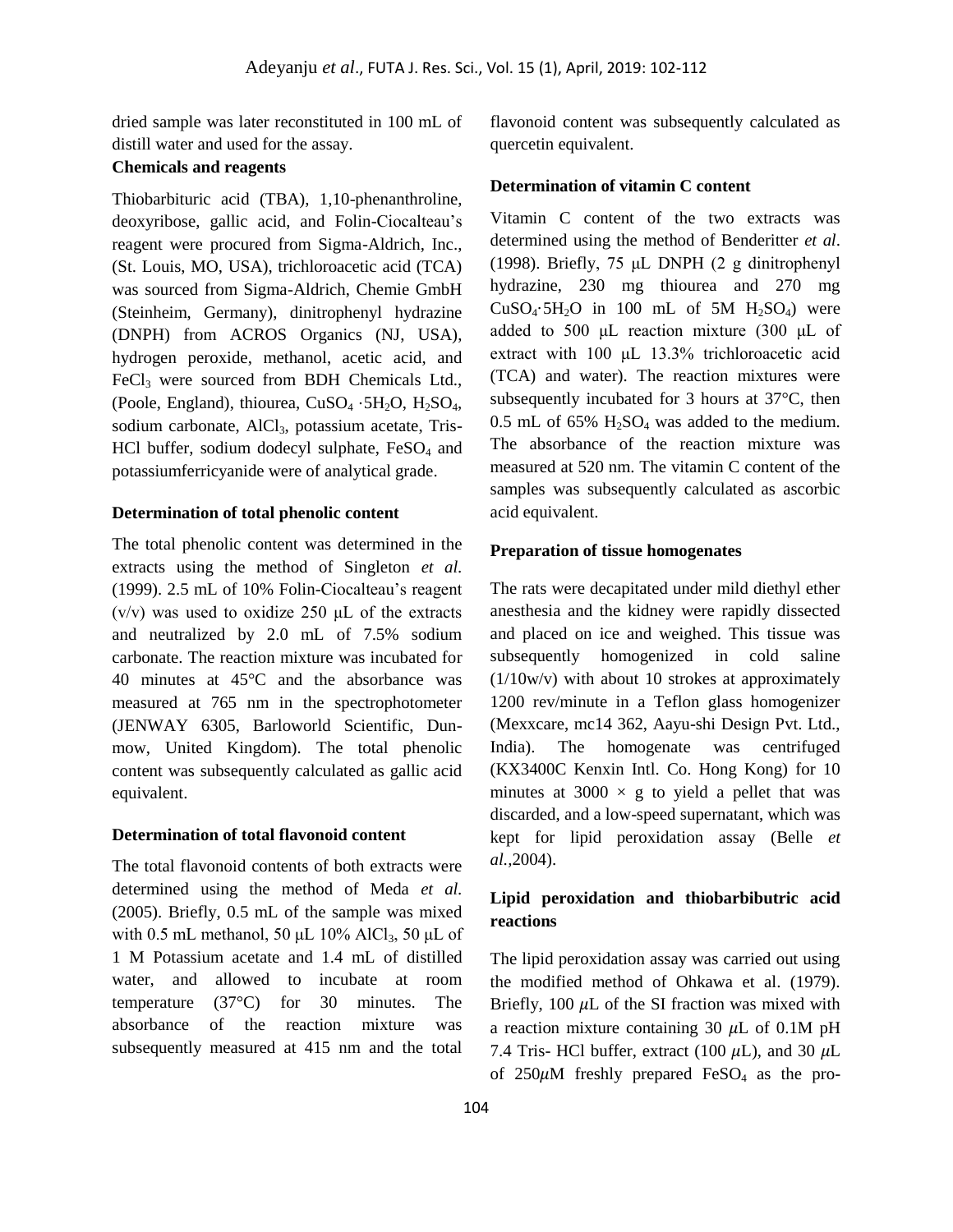dried sample was later reconstituted in 100 mL of distill water and used for the assay.

**Chemicals and reagents**

Thiobarbituric acid (TBA), 1,10-phenanthroline, deoxyribose, gallic acid, and Folin-Ciocalteau's reagent were procured from Sigma-Aldrich, Inc., (St. Louis, MO, USA), trichloroacetic acid (TCA) was sourced from Sigma-Aldrich, Chemie GmbH (Steinheim, Germany), dinitrophenyl hydrazine (DNPH) from ACROS Organics (NJ, USA), hydrogen peroxide, methanol, acetic acid, and $FeCl_3$ were sourced from BDH Chemicals Ltd., (Poole, England), thiourea, $CuSO_4 \cdot 5H_2O$, $H_2SO_4$, sodium carbonate, $AlCl_3$, potassium acetate, Tris-HCl buffer, sodium dodecyl sulphate, $FeSO_4$ and potassiumferricyanide were of analytical grade.

**Determination of total phenolic content**

The total phenolic content was determined in the extracts using the method of Singleton *et al.* (1999). 2.5 mL of 10% Folin-Ciocalteau's reagent (v/v) was used to oxidize 250 μL of the extracts and neutralized by 2.0 mL of 7.5% sodium carbonate. The reaction mixture was incubated for 40 minutes at 45°C and the absorbance was measured at 765 nm in the spectrophotometer (JENWAY 6305, Barloworld Scientific, Dunmow, United Kingdom). The total phenolic content was subsequently calculated as gallic acid equivalent.

**Determination of total flavonoid content**

The total flavonoid contents of both extracts were determined using the method of Meda *et al.* (2005). Briefly, 0.5 mL of the sample was mixed with 0.5 mL methanol, 50 μL 10% $AlCl_3$, 50 μL of 1 M Potassium acetate and 1.4 mL of distilled water, and allowed to incubate at room temperature (37°C) for 30 minutes. The absorbance of the reaction mixture was subsequently measured at 415 nm and the total flavonoid content was subsequently calculated as quercetin equivalent.

**Determination of vitamin C content**

Vitamin C content of the two extracts was determined using the method of Benderitter *et al*. (1998). Briefly, 75 μL DNPH (2 g dinitrophenyl hydrazine, 230 mg thiourea and 270 mg $CuSO_4 \cdot 5H_2O$ in 100 mL of 5M $H_2SO_4$) were added to 500 μL reaction mixture (300 μL of extract with 100 μL 13.3% trichloroacetic acid (TCA) and water). The reaction mixtures were subsequently incubated for 3 hours at 37°C, then 0.5 mL of 65% $H_2SO_4$ was added to the medium. The absorbance of the reaction mixture was measured at 520 nm. The vitamin C content of the samples was subsequently calculated as ascorbic acid equivalent.

**Preparation of tissue homogenates**

The rats were decapitated under mild diethyl ether anesthesia and the kidney were rapidly dissected and placed on ice and weighed. This tissue was subsequently homogenized in cold saline (1/10w/v) with about 10 strokes at approximately 1200 rev/minute in a Teflon glass homogenizer (Mexxcare, mc14 362, Aayu-shi Design Pvt. Ltd., India). The homogenate was centrifuged (KX3400C Kenxin Intl. Co. Hong Kong) for 10 minutes at 3000 × g to yield a pellet that was discarded, and a low-speed supernatant, which was kept for lipid peroxidation assay (Belle *et al.*,2004).

**Lipid peroxidation and thiobarbibutric acid reactions**

The lipid peroxidation assay was carried out using the modified method of Ohkawa et al. (1979). Briefly, 100 $\mu$L of the SI fraction was mixed with a reaction mixture containing 30 $\mu$L of 0.1M pH 7.4 Tris- HCl buffer, extract (100 $\mu$L), and 30 $\mu$L of 250$\mu$M freshly prepared $FeSO_4$ as the pro-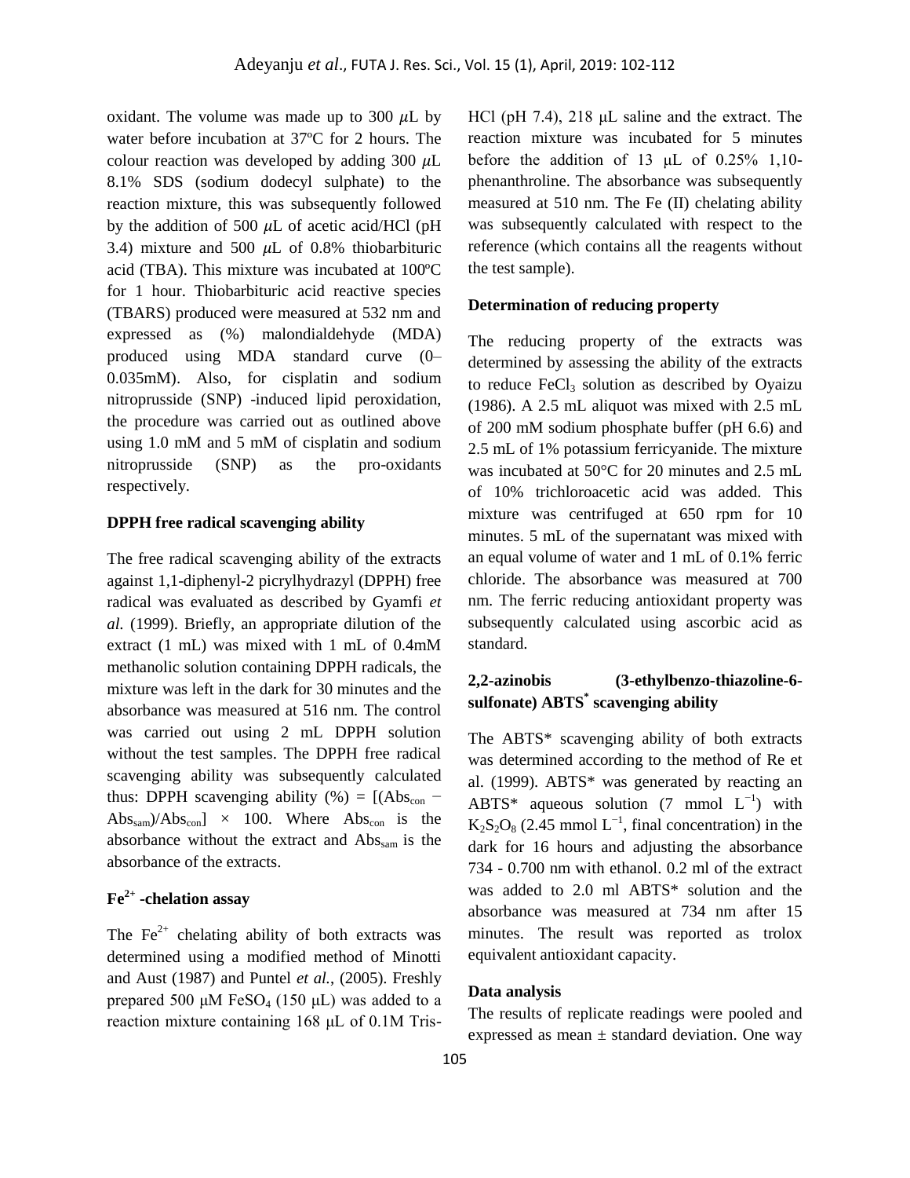oxidant. The volume was made up to 300 $\mu$L by water before incubation at 37ºC for 2 hours. The colour reaction was developed by adding 300 $\mu$L 8.1% SDS (sodium dodecyl sulphate) to the reaction mixture, this was subsequently followed by the addition of 500 $\mu$L of acetic acid/HCl (pH 3.4) mixture and 500 $\mu$L of 0.8% thiobarbituric acid (TBA). This mixture was incubated at 100ºC for 1 hour. Thiobarbituric acid reactive species (TBARS) produced were measured at 532 nm and expressed as (%) malondialdehyde (MDA) produced using MDA standard curve (0–0.035mM). Also, for cisplatin and sodium nitroprusside (SNP) -induced lipid peroxidation, the procedure was carried out as outlined above using 1.0 mM and 5 mM of cisplatin and sodium nitroprusside (SNP) as the pro-oxidants respectively.

**DPPH free radical scavenging ability**

The free radical scavenging ability of the extracts against 1,1-diphenyl-2 picrylhydrazyl (DPPH) free radical was evaluated as described by Gyamfi *et al.* (1999). Briefly, an appropriate dilution of the extract (1 mL) was mixed with 1 mL of 0.4mM methanolic solution containing DPPH radicals, the mixture was left in the dark for 30 minutes and the absorbance was measured at 516 nm. The control was carried out using 2 mL DPPH solution without the test samples. The DPPH free radical scavenging ability was subsequently calculated thus: DPPH scavenging ability (%) = $[(Abs_{con} - Abs_{sam})/Abs_{con}] \times 100$. Where $Abs_{con}$ is the absorbance without the extract and $Abs_{sam}$ is the absorbance of the extracts.

**$Fe^{2+}$ -chelation assay**

The $Fe^{2+}$ chelating ability of both extracts was determined using a modified method of Minotti and Aust (1987) and Puntel *et al.*, (2005). Freshly prepared 500 μM $FeSO_4$ (150 μL) was added to a reaction mixture containing 168 μL of 0.1M Tris-HCl (pH 7.4), 218 μL saline and the extract. The reaction mixture was incubated for 5 minutes before the addition of 13 μL of 0.25% 1,10-phenanthroline. The absorbance was subsequently measured at 510 nm. The Fe (II) chelating ability was subsequently calculated with respect to the reference (which contains all the reagents without the test sample).

**Determination of reducing property**

The reducing property of the extracts was determined by assessing the ability of the extracts to reduce $FeCl_3$ solution as described by Oyaizu (1986). A 2.5 mL aliquot was mixed with 2.5 mL of 200 mM sodium phosphate buffer (pH 6.6) and 2.5 mL of 1% potassium ferricyanide. The mixture was incubated at 50°C for 20 minutes and 2.5 mL of 10% trichloroacetic acid was added. This mixture was centrifuged at 650 rpm for 10 minutes. 5 mL of the supernatant was mixed with an equal volume of water and 1 mL of 0.1% ferric chloride. The absorbance was measured at 700 nm. The ferric reducing antioxidant property was subsequently calculated using ascorbic acid as standard.

**2,2-azinobis (3-ethylbenzo-thiazoline-6-sulfonate) ABTS* scavenging ability**

The ABTS* scavenging ability of both extracts was determined according to the method of Re et al. (1999). ABTS* was generated by reacting an ABTS* aqueous solution (7 mmol $L^{-1}$) with $K_2S_2O_8$ (2.45 mmol $L^{-1}$, final concentration) in the dark for 16 hours and adjusting the absorbance 734 - 0.700 nm with ethanol. 0.2 ml of the extract was added to 2.0 ml ABTS* solution and the absorbance was measured at 734 nm after 15 minutes. The result was reported as trolox equivalent antioxidant capacity.

**Data analysis**

The results of replicate readings were pooled and expressed as mean ± standard deviation. One way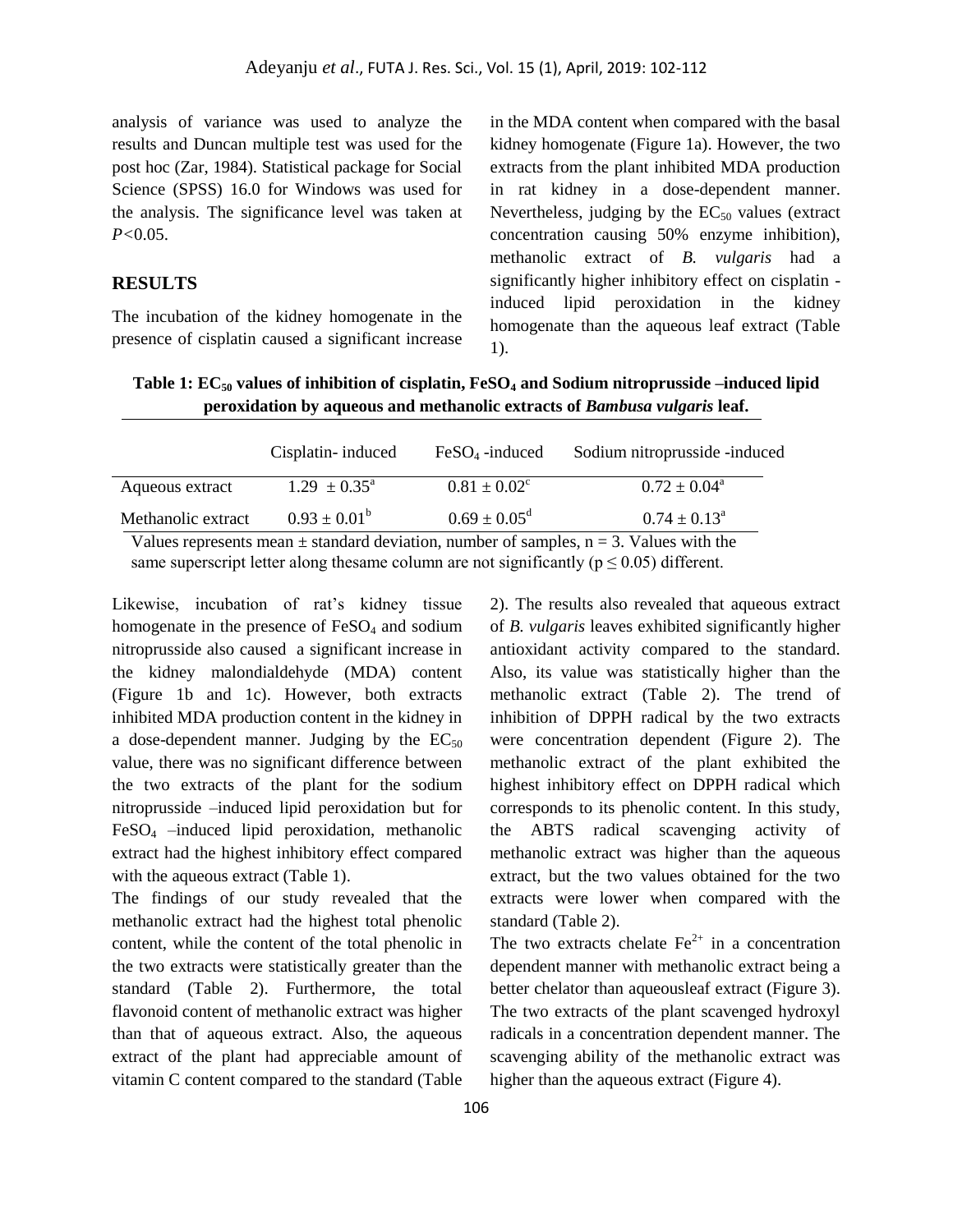analysis of variance was used to analyze the results and Duncan multiple test was used for the post hoc (Zar, 1984). Statistical package for Social Science (SPSS) 16.0 for Windows was used for the analysis. The significance level was taken at $P<0.05$.

## RESULTS

The incubation of the kidney homogenate in the presence of cisplatin caused a significant increase in the MDA content when compared with the basal kidney homogenate (Figure 1a). However, the two extracts from the plant inhibited MDA production in rat kidney in a dose-dependent manner. Nevertheless, judging by the $EC_{50}$ values (extract concentration causing 50% enzyme inhibition), methanolic extract of *B. vulgaris* had a significantly higher inhibitory effect on cisplatin - induced lipid peroxidation in the kidney homogenate than the aqueous leaf extract (Table 1).

**Table 1: $EC_{50}$ values of inhibition of cisplatin, $FeSO_4$ and Sodium nitroprusside –induced lipid peroxidation by aqueous and methanolic extracts of *Bambusa vulgaris* leaf.**

| | Cisplatin- induced | $FeSO_4$ -induced | Sodium nitroprusside -induced |
|---|---|---|---|
| Aqueous extract | $1.29 \pm 0.35^{a}$ | $0.81 \pm 0.02^{c}$ | $0.72 \pm 0.04^{a}$ |
| Methanolic extract | $0.93 \pm 0.01^{b}$ | $0.69 \pm 0.05^{d}$ | $0.74 \pm 0.13^{a}$ |

Values represents mean ± standard deviation, number of samples, n = 3. Values with the same superscript letter along thesame column are not significantly ($p \leq 0.05$) different.

Likewise, incubation of rat's kidney tissue homogenate in the presence of $FeSO_4$ and sodium nitroprusside also caused a significant increase in the kidney malondialdehyde (MDA) content (Figure 1b and 1c). However, both extracts inhibited MDA production content in the kidney in a dose-dependent manner. Judging by the $EC_{50}$ value, there was no significant difference between the two extracts of the plant for the sodium nitroprusside –induced lipid peroxidation but for $FeSO_4$ –induced lipid peroxidation, methanolic extract had the highest inhibitory effect compared with the aqueous extract (Table 1).

The findings of our study revealed that the methanolic extract had the highest total phenolic content, while the content of the total phenolic in the two extracts were statistically greater than the standard (Table 2). Furthermore, the total flavonoid content of methanolic extract was higher than that of aqueous extract. Also, the aqueous extract of the plant had appreciable amount of vitamin C content compared to the standard (Table 2). The results also revealed that aqueous extract of *B. vulgaris* leaves exhibited significantly higher antioxidant activity compared to the standard. Also, its value was statistically higher than the methanolic extract (Table 2). The trend of inhibition of DPPH radical by the two extracts were concentration dependent (Figure 2). The methanolic extract of the plant exhibited the highest inhibitory effect on DPPH radical which corresponds to its phenolic content. In this study, the ABTS radical scavenging activity of methanolic extract was higher than the aqueous extract, but the two values obtained for the two extracts were lower when compared with the standard (Table 2).

The two extracts chelate $Fe^{2+}$ in a concentration dependent manner with methanolic extract being a better chelator than aqueousleaf extract (Figure 3). The two extracts of the plant scavenged hydroxyl radicals in a concentration dependent manner. The scavenging ability of the methanolic extract was higher than the aqueous extract (Figure 4).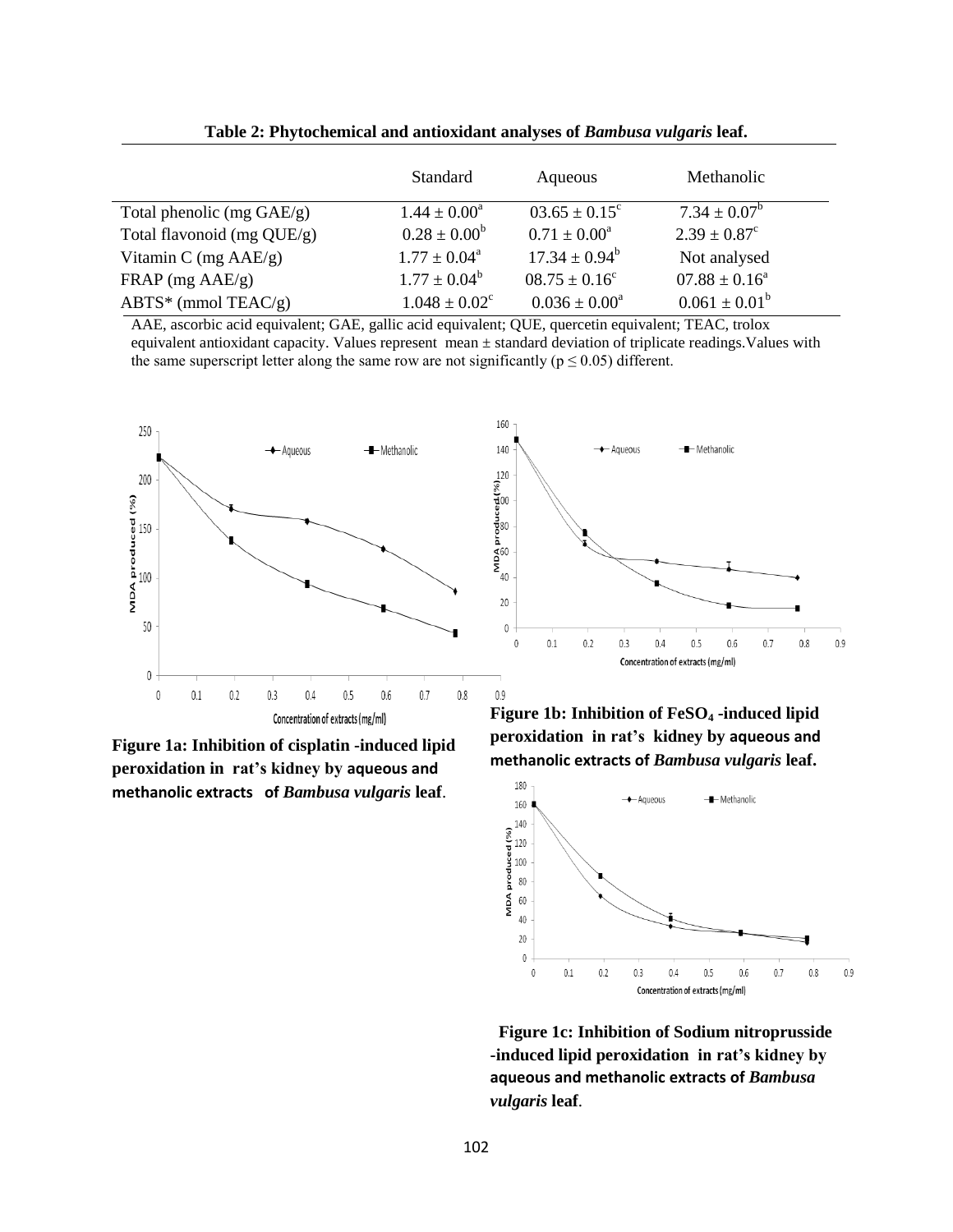**Table 2: Phytochemical and antioxidant analyses of *Bambusa vulgaris* leaf.**

| | Standard | Aqueous | Methanolic |
|---|---|---|---|
| Total phenolic (mg GAE/g) | $1.44 \pm 0.00^a$ | $03.65 \pm 0.15^c$ | $7.34 \pm 0.07^b$ |
| Total flavonoid (mg QUE/g) | $0.28 \pm 0.00^b$ | $0.71 \pm 0.00^a$ | $2.39 \pm 0.87^c$ |
| Vitamin C (mg AAE/g) | $1.77 \pm 0.04^a$ | $17.34 \pm 0.94^b$ | Not analysed |
| FRAP (mg AAE/g) | $1.77 \pm 0.04^b$ | $08.75 \pm 0.16^c$ | $07.88 \pm 0.16^a$ |
| ABTS* (mmol TEAC/g) | $1.048 \pm 0.02^c$ | $0.036 \pm 0.00^a$ | $0.061 \pm 0.01^b$ |

AAE, ascorbic acid equivalent; GAE, gallic acid equivalent; QUE, quercetin equivalent; TEAC, trolox equivalent antioxidant capacity. Values represent mean ± standard deviation of triplicate readings.Values with the same superscript letter along the same row are not significantly ($p \leq 0.05$) different.

**Figure 1a: Inhibition of cisplatin -induced lipid peroxidation in rat's kidney by aqueous and methanolic extracts of *Bambusa vulgaris* leaf**.

**Figure 1b: Inhibition of $FeSO_4$ -induced lipid peroxidation in rat's kidney by aqueous and methanolic extracts of *Bambusa vulgaris* leaf.**

**Figure 1c: Inhibition of Sodium nitroprusside -induced lipid peroxidation in rat's kidney by aqueous and methanolic extracts of *Bambusa vulgaris* leaf**.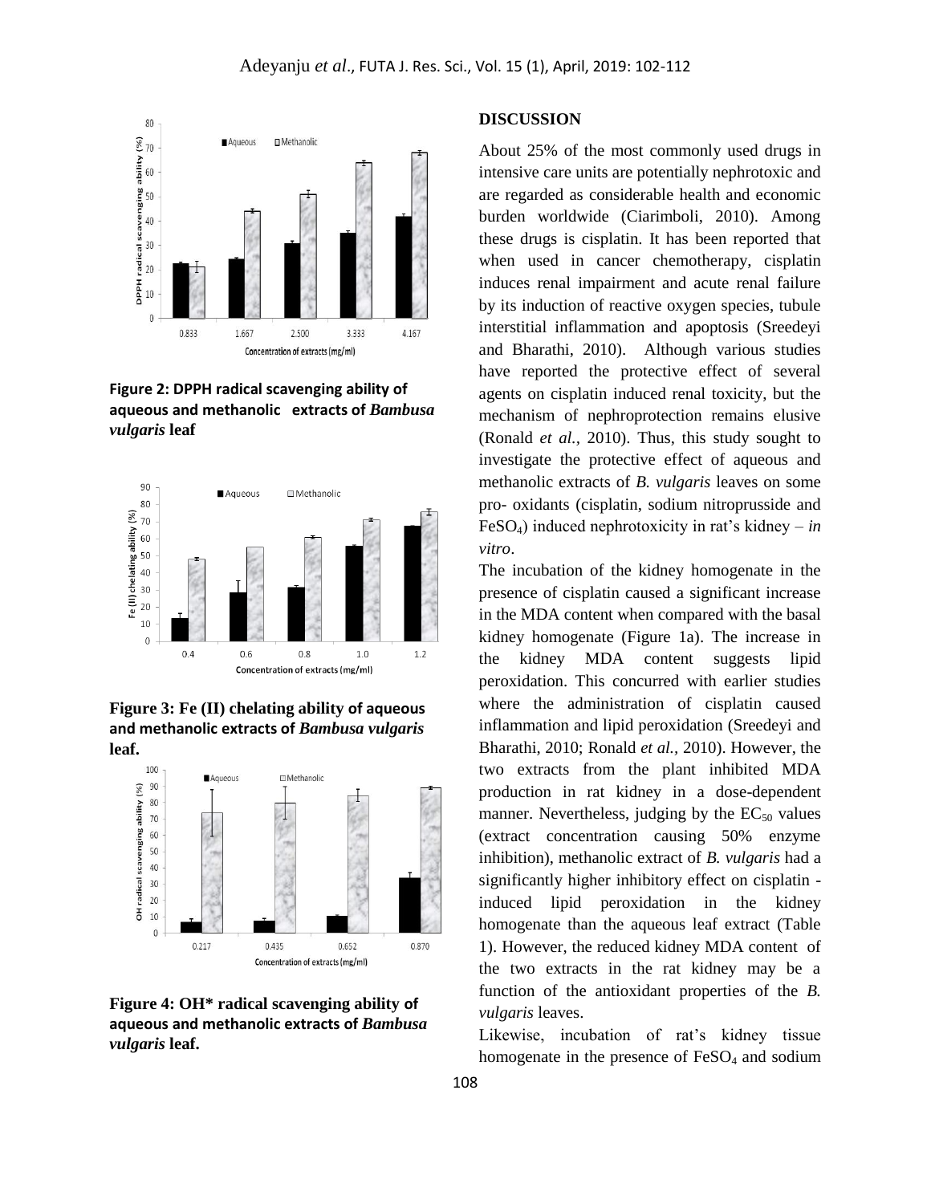Figure 2: DPPH radical scavenging ability of aqueous and methanolic extracts of *Bambusa vulgaris* leaf

**Figure 3: Fe (II) chelating ability of aqueous and methanolic extracts of *Bambusa vulgaris* leaf.**

**Figure 4: OH* radical scavenging ability of aqueous and methanolic extracts of *Bambusa vulgaris* leaf.**

## DISCUSSION

About 25% of the most commonly used drugs in intensive care units are potentially nephrotoxic and are regarded as considerable health and economic burden worldwide (Ciarimboli, 2010). Among these drugs is cisplatin. It has been reported that when used in cancer chemotherapy, cisplatin induces renal impairment and acute renal failure by its induction of reactive oxygen species, tubule interstitial inflammation and apoptosis (Sreedeyi and Bharathi, 2010). Although various studies have reported the protective effect of several agents on cisplatin induced renal toxicity, but the mechanism of nephroprotection remains elusive (Ronald *et al.,* 2010). Thus, this study sought to investigate the protective effect of aqueous and methanolic extracts of *B. vulgaris* leaves on some pro- oxidants (cisplatin, sodium nitroprusside and $FeSO_4$) induced nephrotoxicity in rat's kidney – *in vitro*.

The incubation of the kidney homogenate in the presence of cisplatin caused a significant increase in the MDA content when compared with the basal kidney homogenate (Figure 1a). The increase in the kidney MDA content suggests lipid peroxidation. This concurred with earlier studies where the administration of cisplatin caused inflammation and lipid peroxidation (Sreedeyi and Bharathi, 2010; Ronald *et al.,* 2010). However, the two extracts from the plant inhibited MDA production in rat kidney in a dose-dependent manner. Nevertheless, judging by the $EC_{50}$ values (extract concentration causing 50% enzyme inhibition), methanolic extract of *B. vulgaris* had a significantly higher inhibitory effect on cisplatin -induced lipid peroxidation in the kidney homogenate than the aqueous leaf extract (Table 1). However, the reduced kidney MDA content of the two extracts in the rat kidney may be a function of the antioxidant properties of the *B. vulgaris* leaves.

Likewise, incubation of rat's kidney tissue homogenate in the presence of $FeSO_4$ and sodium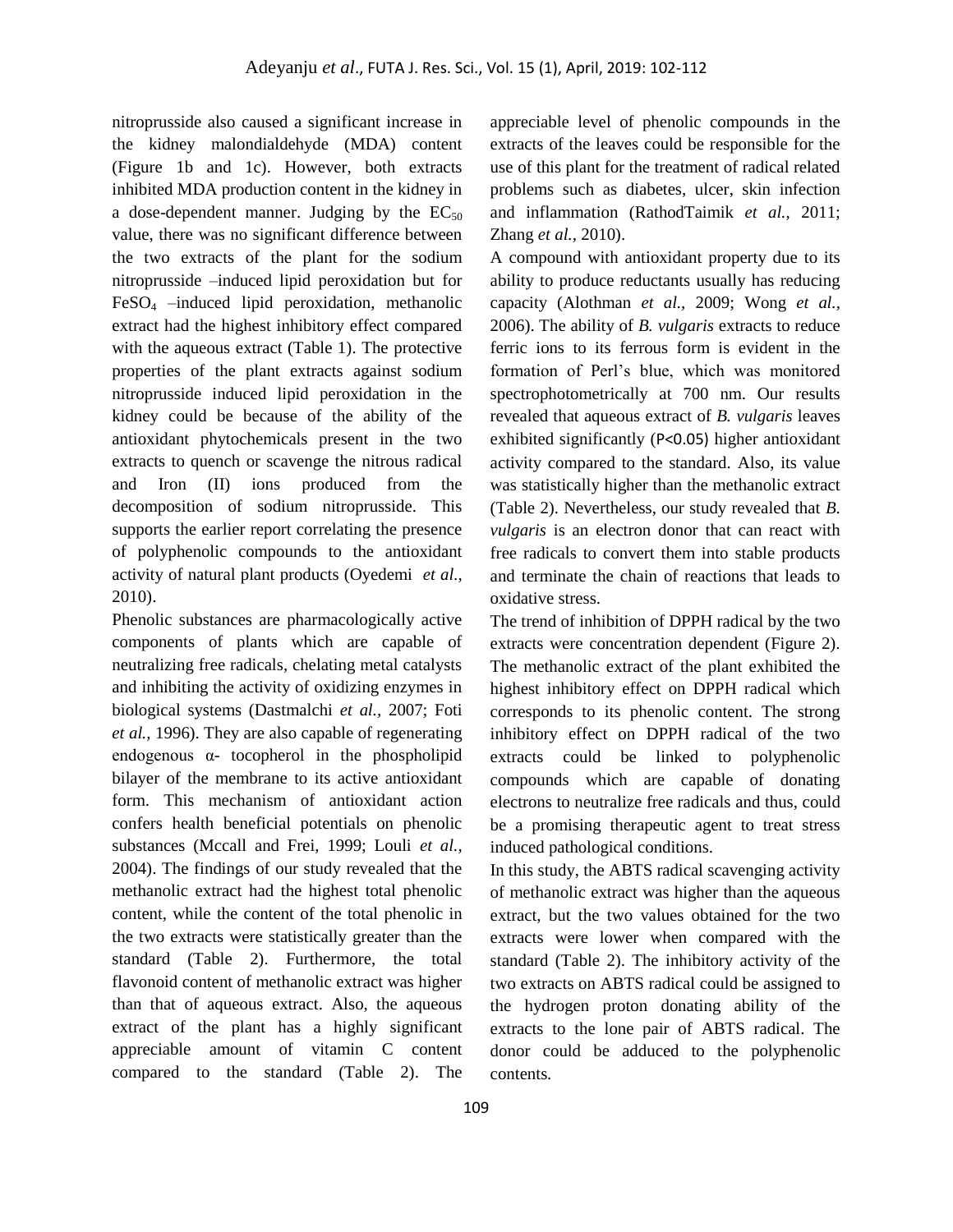nitroprusside also caused a significant increase in the kidney malondialdehyde (MDA) content (Figure 1b and 1c). However, both extracts inhibited MDA production content in the kidney in a dose-dependent manner. Judging by the $EC_{50}$ value, there was no significant difference between the two extracts of the plant for the sodium nitroprusside –induced lipid peroxidation but for $FeSO_4$ –induced lipid peroxidation, methanolic extract had the highest inhibitory effect compared with the aqueous extract (Table 1). The protective properties of the plant extracts against sodium nitroprusside induced lipid peroxidation in the kidney could be because of the ability of the antioxidant phytochemicals present in the two extracts to quench or scavenge the nitrous radical and Iron (II) ions produced from the decomposition of sodium nitroprusside. This supports the earlier report correlating the presence of polyphenolic compounds to the antioxidant activity of natural plant products (Oyedemi *et al.*, 2010).

Phenolic substances are pharmacologically active components of plants which are capable of neutralizing free radicals, chelating metal catalysts and inhibiting the activity of oxidizing enzymes in biological systems (Dastmalchi *et al.*, 2007; Foti *et al.*, 1996). They are also capable of regenerating endogenous α- tocopherol in the phospholipid bilayer of the membrane to its active antioxidant form. This mechanism of antioxidant action confers health beneficial potentials on phenolic substances (Mccall and Frei, 1999; Louli *et al.*, 2004). The findings of our study revealed that the methanolic extract had the highest total phenolic content, while the content of the total phenolic in the two extracts were statistically greater than the standard (Table 2). Furthermore, the total flavonoid content of methanolic extract was higher than that of aqueous extract. Also, the aqueous extract of the plant has a highly significant appreciable amount of vitamin C content compared to the standard (Table 2). The appreciable level of phenolic compounds in the extracts of the leaves could be responsible for the use of this plant for the treatment of radical related problems such as diabetes, ulcer, skin infection and inflammation (RathodTaimik *et al.*, 2011; Zhang *et al.*, 2010).

A compound with antioxidant property due to its ability to produce reductants usually has reducing capacity (Alothman *et al.*, 2009; Wong *et al.*, 2006). The ability of *B. vulgaris* extracts to reduce ferric ions to its ferrous form is evident in the formation of Perl's blue, which was monitored spectrophotometrically at 700 nm. Our results revealed that aqueous extract of *B. vulgaris* leaves exhibited significantly ($P<0.05$) higher antioxidant activity compared to the standard. Also, its value was statistically higher than the methanolic extract (Table 2). Nevertheless, our study revealed that *B. vulgaris* is an electron donor that can react with free radicals to convert them into stable products and terminate the chain of reactions that leads to oxidative stress.

The trend of inhibition of DPPH radical by the two extracts were concentration dependent (Figure 2). The methanolic extract of the plant exhibited the highest inhibitory effect on DPPH radical which corresponds to its phenolic content. The strong inhibitory effect on DPPH radical of the two extracts could be linked to polyphenolic compounds which are capable of donating electrons to neutralize free radicals and thus, could be a promising therapeutic agent to treat stress induced pathological conditions.

In this study, the ABTS radical scavenging activity of methanolic extract was higher than the aqueous extract, but the two values obtained for the two extracts were lower when compared with the standard (Table 2). The inhibitory activity of the two extracts on ABTS radical could be assigned to the hydrogen proton donating ability of the extracts to the lone pair of ABTS radical. The donor could be adduced to the polyphenolic contents.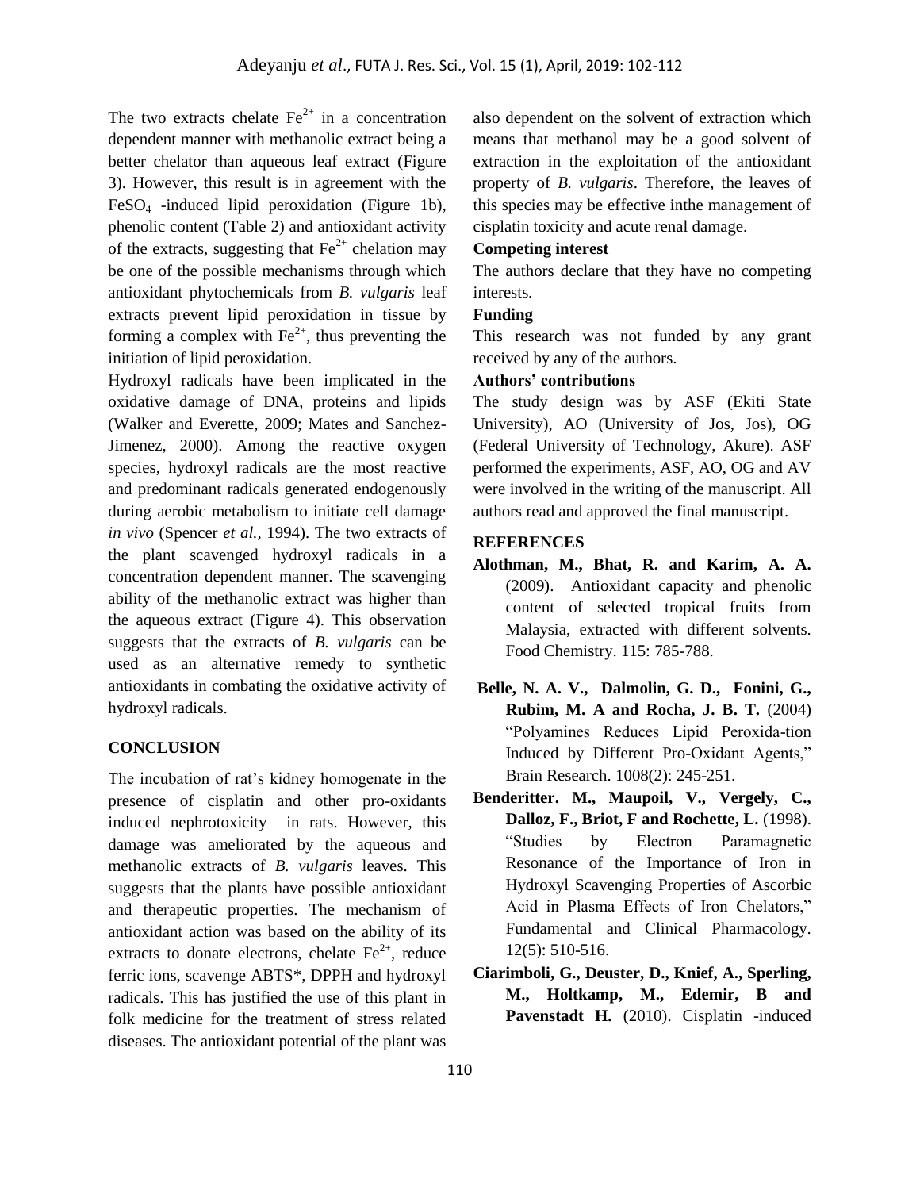The two extracts chelate $Fe^{2+}$ in a concentration dependent manner with methanolic extract being a better chelator than aqueous leaf extract (Figure 3). However, this result is in agreement with the $FeSO_4$ -induced lipid peroxidation (Figure 1b), phenolic content (Table 2) and antioxidant activity of the extracts, suggesting that $Fe^{2+}$ chelation may be one of the possible mechanisms through which antioxidant phytochemicals from *B. vulgaris* leaf extracts prevent lipid peroxidation in tissue by forming a complex with $Fe^{2+}$, thus preventing the initiation of lipid peroxidation.

Hydroxyl radicals have been implicated in the oxidative damage of DNA, proteins and lipids (Walker and Everette, 2009; Mates and Sanchez-Jimenez, 2000). Among the reactive oxygen species, hydroxyl radicals are the most reactive and predominant radicals generated endogenously during aerobic metabolism to initiate cell damage *in vivo* (Spencer *et al.,* 1994). The two extracts of the plant scavenged hydroxyl radicals in a concentration dependent manner. The scavenging ability of the methanolic extract was higher than the aqueous extract (Figure 4). This observation suggests that the extracts of *B. vulgaris* can be used as an alternative remedy to synthetic antioxidants in combating the oxidative activity of hydroxyl radicals.

## CONCLUSION

The incubation of rat's kidney homogenate in the presence of cisplatin and other pro-oxidants induced nephrotoxicity in rats. However, this damage was ameliorated by the aqueous and methanolic extracts of *B. vulgaris* leaves. This suggests that the plants have possible antioxidant and therapeutic properties. The mechanism of antioxidant action was based on the ability of its extracts to donate electrons, chelate $Fe^{2+}$, reduce ferric ions, scavenge ABTS*, DPPH and hydroxyl radicals. This has justified the use of this plant in folk medicine for the treatment of stress related diseases. The antioxidant potential of the plant was also dependent on the solvent of extraction which means that methanol may be a good solvent of extraction in the exploitation of the antioxidant property of *B. vulgaris*. Therefore, the leaves of this species may be effective inthe management of cisplatin toxicity and acute renal damage.

### Competing interest

The authors declare that they have no competing interests.

### Funding

This research was not funded by any grant received by any of the authors.

### Authors' contributions

The study design was by ASF (Ekiti State University), AO (University of Jos, Jos), OG (Federal University of Technology, Akure). ASF performed the experiments, ASF, AO, OG and AV were involved in the writing of the manuscript. All authors read and approved the final manuscript.

## REFERENCES

**Alothman, M., Bhat, R. and Karim, A. A.** (2009). Antioxidant capacity and phenolic content of selected tropical fruits from Malaysia, extracted with different solvents. Food Chemistry. 115: 785-788.

**Belle, N. A. V., Dalmolin, G. D., Fonini, G., Rubim, M. A and Rocha, J. B. T.** (2004) "Polyamines Reduces Lipid Peroxida-tion Induced by Different Pro-Oxidant Agents," Brain Research. 1008(2): 245-251.

**Benderitter. M., Maupoil, V., Vergely, C., Dalloz, F., Briot, F and Rochette, L.** (1998). "Studies by Electron Paramagnetic Resonance of the Importance of Iron in Hydroxyl Scavenging Properties of Ascorbic Acid in Plasma Effects of Iron Chelators," Fundamental and Clinical Pharmacology. 12(5): 510-516.

**Ciarimboli, G., Deuster, D., Knief, A., Sperling, M., Holtkamp, M., Edemir, B and Pavenstadt H.** (2010). Cisplatin -induced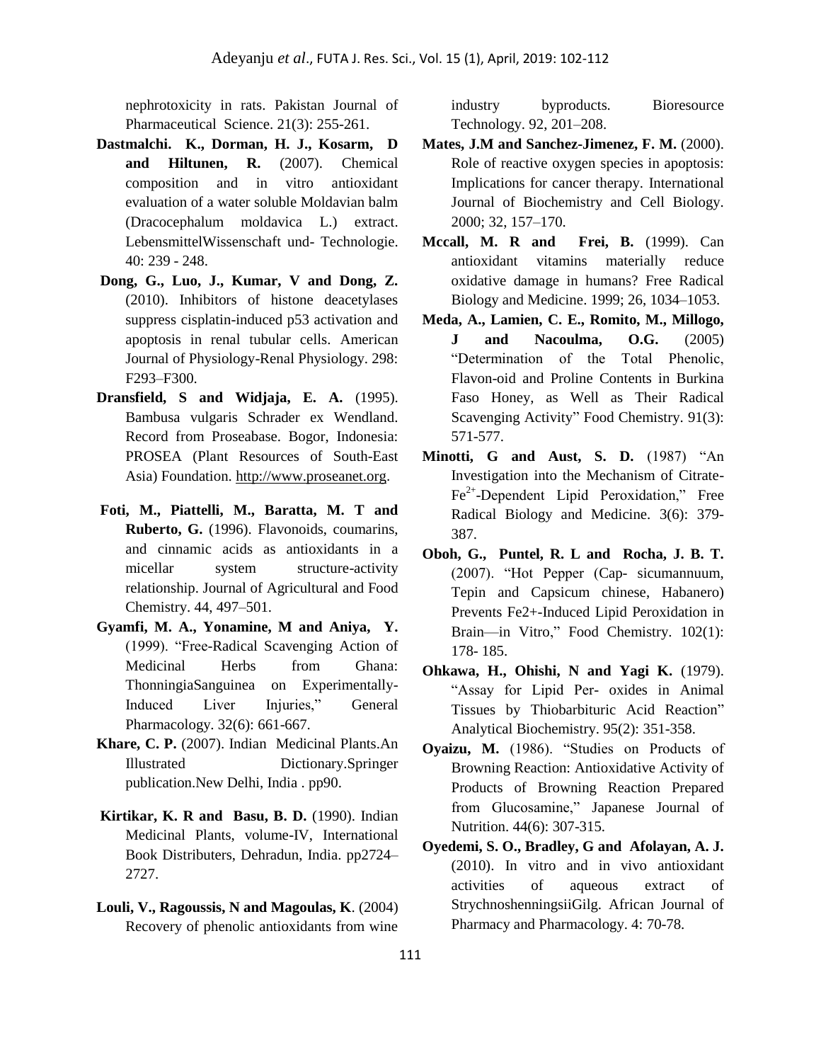nephrotoxicity in rats. Pakistan Journal of Pharmaceutical Science. 21(3): 255-261.

**Dastmalchi. K., Dorman, H. J., Kosarm, D and Hiltunen, R.** (2007). Chemical composition and in vitro antioxidant evaluation of a water soluble Moldavian balm (Dracocephalum moldavica L.) extract. LebensmittelWissenschaft und- Technologie. 40: 239 - 248.

**Dong, G., Luo, J., Kumar, V and Dong, Z.** (2010). Inhibitors of histone deacetylases suppress cisplatin-induced p53 activation and apoptosis in renal tubular cells. American Journal of Physiology-Renal Physiology. 298: F293–F300.

**Dransfield, S and Widjaja, E. A.** (1995). Bambusa vulgaris Schrader ex Wendland. Record from Proseabase. Bogor, Indonesia: PROSEA (Plant Resources of South-East Asia) Foundation. http://www.proseanet.org.

**Foti, M., Piattelli, M., Baratta, M. T and Ruberto, G.** (1996). Flavonoids, coumarins, and cinnamic acids as antioxidants in a micellar system structure-activity relationship. Journal of Agricultural and Food Chemistry. 44, 497–501.

**Gyamfi, M. A., Yonamine, M and Aniya, Y.** (1999). "Free-Radical Scavenging Action of Medicinal Herbs from Ghana: ThonningiaSanguinea on Experimentally-Induced Liver Injuries," General Pharmacology. 32(6): 661-667.

**Khare, C. P.** (2007). Indian Medicinal Plants.An Illustrated Dictionary.Springer publication.New Delhi, India . pp90.

**Kirtikar, K. R and Basu, B. D.** (1990). Indian Medicinal Plants, volume-IV, International Book Distributers, Dehradun, India. pp2724–2727.

**Louli, V., Ragoussis, N and Magoulas, K**. (2004) Recovery of phenolic antioxidants from wine industry byproducts. Bioresource Technology. 92, 201–208.

**Mates, J.M and Sanchez-Jimenez, F. M.** (2000). Role of reactive oxygen species in apoptosis: Implications for cancer therapy. International Journal of Biochemistry and Cell Biology. 2000; 32, 157–170.

**Mccall, M. R and Frei, B.** (1999). Can antioxidant vitamins materially reduce oxidative damage in humans? Free Radical Biology and Medicine. 1999; 26, 1034–1053.

**Meda, A., Lamien, C. E., Romito, M., Millogo, J and Nacoulma, O.G.** (2005) "Determination of the Total Phenolic, Flavon-oid and Proline Contents in Burkina Faso Honey, as Well as Their Radical Scavenging Activity" Food Chemistry. 91(3): 571-577.

**Minotti, G and Aust, S. D.** (1987) "An Investigation into the Mechanism of Citrate-$Fe^{2+}$-Dependent Lipid Peroxidation," Free Radical Biology and Medicine. 3(6): 379-387.

**Oboh, G., Puntel, R. L and Rocha, J. B. T.** (2007). "Hot Pepper (Cap- sicumannuum, Tepin and Capsicum chinese, Habanero) Prevents $Fe2+$-Induced Lipid Peroxidation in Brain—in Vitro," Food Chemistry. 102(1): 178- 185.

**Ohkawa, H., Ohishi, N and Yagi K.** (1979). "Assay for Lipid Per- oxides in Animal Tissues by Thiobarbituric Acid Reaction" Analytical Biochemistry. 95(2): 351-358.

**Oyaizu, M.** (1986). "Studies on Products of Browning Reaction: Antioxidative Activity of Products of Browning Reaction Prepared from Glucosamine," Japanese Journal of Nutrition. 44(6): 307-315.

**Oyedemi, S. O., Bradley, G and Afolayan, A. J.** (2010). In vitro and in vivo antioxidant activities of aqueous extract of StrychnoshenningsiiGilg. African Journal of Pharmacy and Pharmacology. 4: 70-78.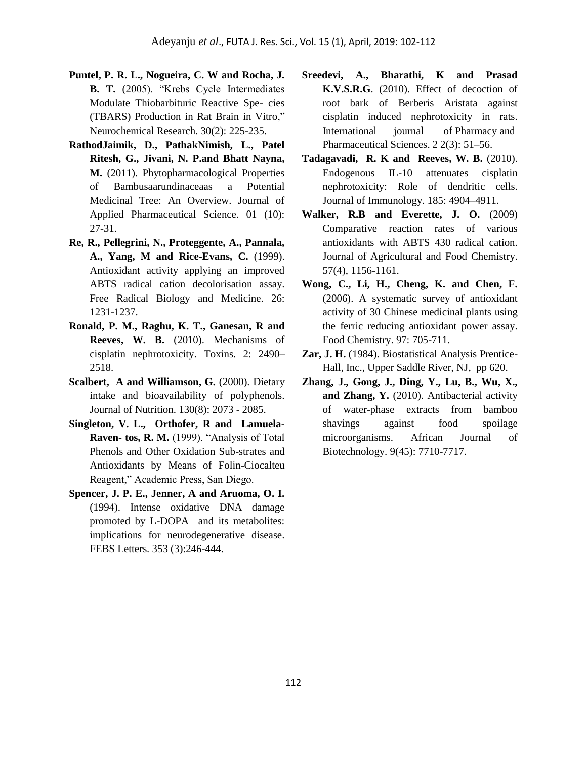**Puntel, P. R. L., Nogueira, C. W and Rocha, J. B. T.** (2005). "Krebs Cycle Intermediates Modulate Thiobarbituric Reactive Spe- cies (TBARS) Production in Rat Brain in Vitro," Neurochemical Research. 30(2): 225-235.

**RathodJaimik, D., PathakNimish, L., Patel Ritesh, G., Jivani, N. P.and Bhatt Nayna, M.** (2011). Phytopharmacological Properties of Bambusaarundinaceaas a Potential Medicinal Tree: An Overview. Journal of Applied Pharmaceutical Science. 01 (10): 27-31.

**Re, R., Pellegrini, N., Proteggente, A., Pannala, A., Yang, M and Rice-Evans, C.** (1999). Antioxidant activity applying an improved ABTS radical cation decolorisation assay. Free Radical Biology and Medicine. 26: 1231-1237.

**Ronald, P. M., Raghu, K. T., Ganesan, R and Reeves, W. B.** (2010). Mechanisms of cisplatin nephrotoxicity. Toxins. 2: 2490–2518.

**Scalbert, A and Williamson, G.** (2000). Dietary intake and bioavailability of polyphenols. Journal of Nutrition. 130(8): 2073 - 2085.

**Singleton, V. L., Orthofer, R and Lamuela-Raven- tos, R. M.** (1999). "Analysis of Total Phenols and Other Oxidation Sub-strates and Antioxidants by Means of Folin-Ciocalteu Reagent," Academic Press, San Diego.

**Spencer, J. P. E., Jenner, A and Aruoma, O. I.** (1994). Intense oxidative DNA damage promoted by L-DOPA and its metabolites: implications for neurodegenerative disease. FEBS Letters. 353 (3):246-444.

**Sreedevi, A., Bharathi, K and Prasad K.V.S.R.G**. (2010). Effect of decoction of root bark of Berberis Aristata against cisplatin induced nephrotoxicity in rats. International journal of Pharmacy and Pharmaceutical Sciences. 2 2(3): 51–56.

**Tadagavadi, R. K and Reeves, W. B.** (2010). Endogenous IL-10 attenuates cisplatin nephrotoxicity: Role of dendritic cells. Journal of Immunology. 185: 4904–4911.

**Walker, R.B and Everette, J. O.** (2009) Comparative reaction rates of various antioxidants with ABTS 430 radical cation. Journal of Agricultural and Food Chemistry. 57(4), 1156-1161.

**Wong, C., Li, H., Cheng, K. and Chen, F.** (2006). A systematic survey of antioxidant activity of 30 Chinese medicinal plants using the ferric reducing antioxidant power assay. Food Chemistry. 97: 705-711.

**Zar, J. H.** (1984). Biostatistical Analysis Prentice-Hall, Inc., Upper Saddle River, NJ, pp 620.

**Zhang, J., Gong, J., Ding, Y., Lu, B., Wu, X., and Zhang, Y.** (2010). Antibacterial activity of water-phase extracts from bamboo shavings against food spoilage microorganisms. African Journal of Biotechnology. 9(45): 7710-7717.